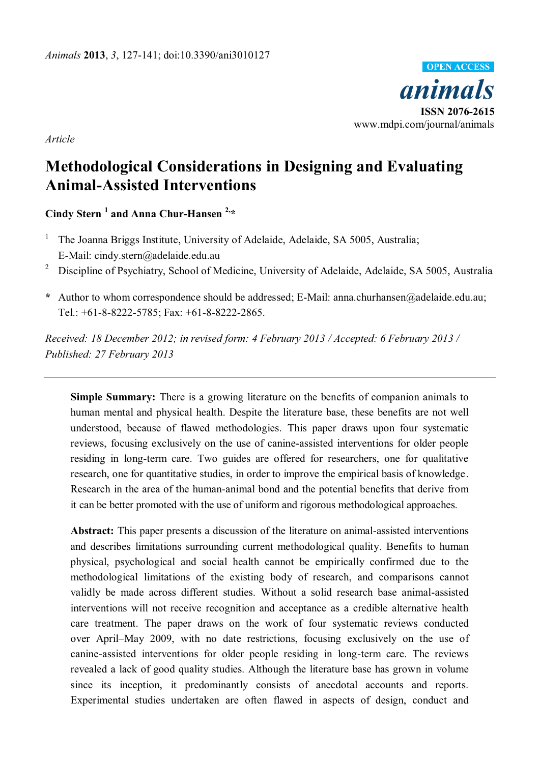*Article*

# Methodological Considerations in Designing and Evaluating Animal-Assisted Interventions

**Cindy Stern [1] and Anna Chur-Hansen [2,*]**

[1] The Joanna Briggs Institute, University of Adelaide, Adelaide, SA 5005, Australia; E-Mail: cindy.stern@adelaide.edu.au

[2] Discipline of Psychiatry, School of Medicine, University of Adelaide, Adelaide, SA 5005, Australia

* Author to whom correspondence should be addressed; E-Mail: anna.churhansen@adelaide.edu.au; Tel.: +61-8-8222-5785; Fax: +61-8-8222-2865.

*Received: 18 December 2012; in revised form: 4 February 2013 / Accepted: 6 February 2013 / Published: 27 February 2013*

---

**Simple Summary:** There is a growing literature on the benefits of companion animals to human mental and physical health. Despite the literature base, these benefits are not well understood, because of flawed methodologies. This paper draws upon four systematic reviews, focusing exclusively on the use of canine-assisted interventions for older people residing in long-term care. Two guides are offered for researchers, one for qualitative research, one for quantitative studies, in order to improve the empirical basis of knowledge. Research in the area of the human-animal bond and the potential benefits that derive from it can be better promoted with the use of uniform and rigorous methodological approaches.

**Abstract:** This paper presents a discussion of the literature on animal-assisted interventions and describes limitations surrounding current methodological quality. Benefits to human physical, psychological and social health cannot be empirically confirmed due to the methodological limitations of the existing body of research, and comparisons cannot validly be made across different studies. Without a solid research base animal-assisted interventions will not receive recognition and acceptance as a credible alternative health care treatment. The paper draws on the work of four systematic reviews conducted over April–May 2009, with no date restrictions, focusing exclusively on the use of canine-assisted interventions for older people residing in long-term care. The reviews revealed a lack of good quality studies. Although the literature base has grown in volume since its inception, it predominantly consists of anecdotal accounts and reports. Experimental studies undertaken are often flawed in aspects of design, conduct and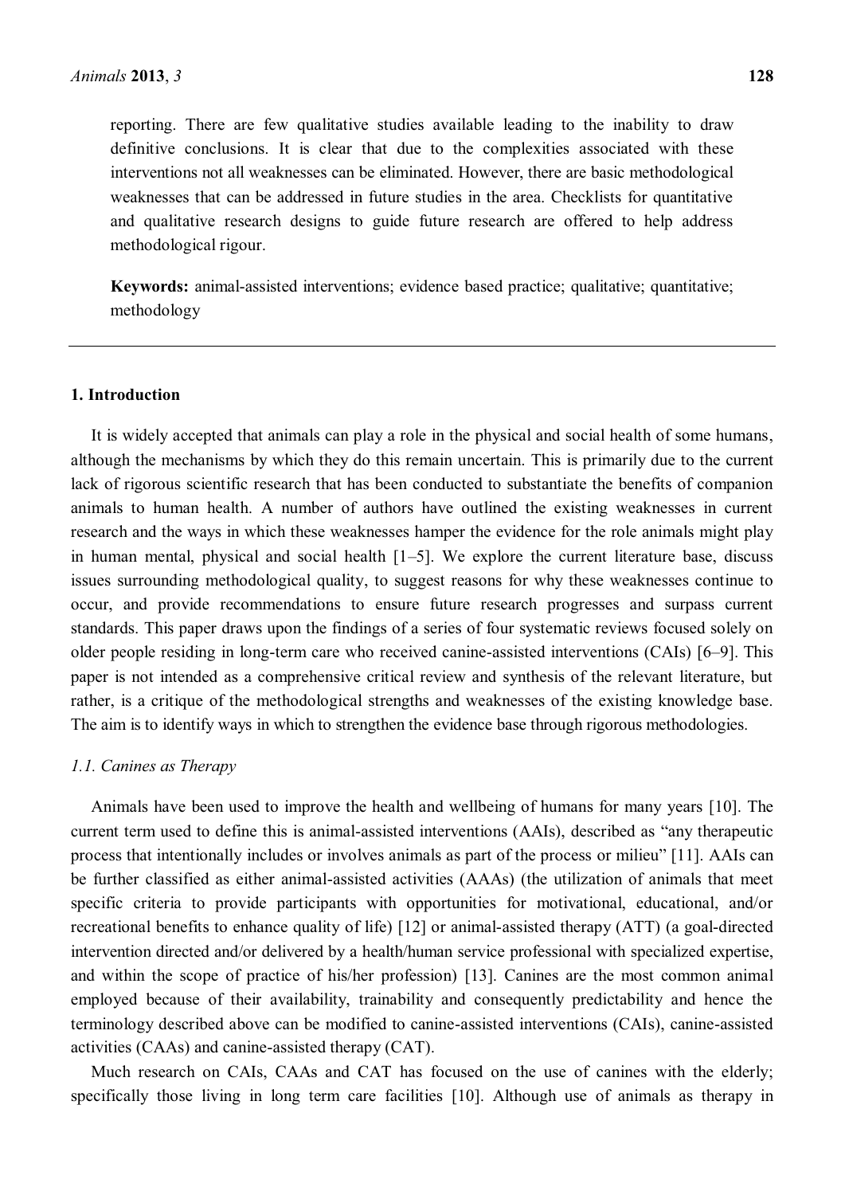reporting. There are few qualitative studies available leading to the inability to draw definitive conclusions. It is clear that due to the complexities associated with these interventions not all weaknesses can be eliminated. However, there are basic methodological weaknesses that can be addressed in future studies in the area. Checklists for quantitative and qualitative research designs to guide future research are offered to help address methodological rigour.

**Keywords:** animal-assisted interventions; evidence based practice; qualitative; quantitative; methodology

---

## 1. Introduction

It is widely accepted that animals can play a role in the physical and social health of some humans, although the mechanisms by which they do this remain uncertain. This is primarily due to the current lack of rigorous scientific research that has been conducted to substantiate the benefits of companion animals to human health. A number of authors have outlined the existing weaknesses in current research and the ways in which these weaknesses hamper the evidence for the role animals might play in human mental, physical and social health [1–5]. We explore the current literature base, discuss issues surrounding methodological quality, to suggest reasons for why these weaknesses continue to occur, and provide recommendations to ensure future research progresses and surpass current standards. This paper draws upon the findings of a series of four systematic reviews focused solely on older people residing in long-term care who received canine-assisted interventions (CAIs) [6–9]. This paper is not intended as a comprehensive critical review and synthesis of the relevant literature, but rather, is a critique of the methodological strengths and weaknesses of the existing knowledge base. The aim is to identify ways in which to strengthen the evidence base through rigorous methodologies.

### *1.1. Canines as Therapy*

Animals have been used to improve the health and wellbeing of humans for many years [10]. The current term used to define this is animal-assisted interventions (AAIs), described as "any therapeutic process that intentionally includes or involves animals as part of the process or milieu" [11]. AAIs can be further classified as either animal-assisted activities (AAAs) (the utilization of animals that meet specific criteria to provide participants with opportunities for motivational, educational, and/or recreational benefits to enhance quality of life) [12] or animal-assisted therapy (ATT) (a goal-directed intervention directed and/or delivered by a health/human service professional with specialized expertise, and within the scope of practice of his/her profession) [13]. Canines are the most common animal employed because of their availability, trainability and consequently predictability and hence the terminology described above can be modified to canine-assisted interventions (CAIs), canine-assisted activities (CAAs) and canine-assisted therapy (CAT).

Much research on CAIs, CAAs and CAT has focused on the use of canines with the elderly; specifically those living in long term care facilities [10]. Although use of animals as therapy in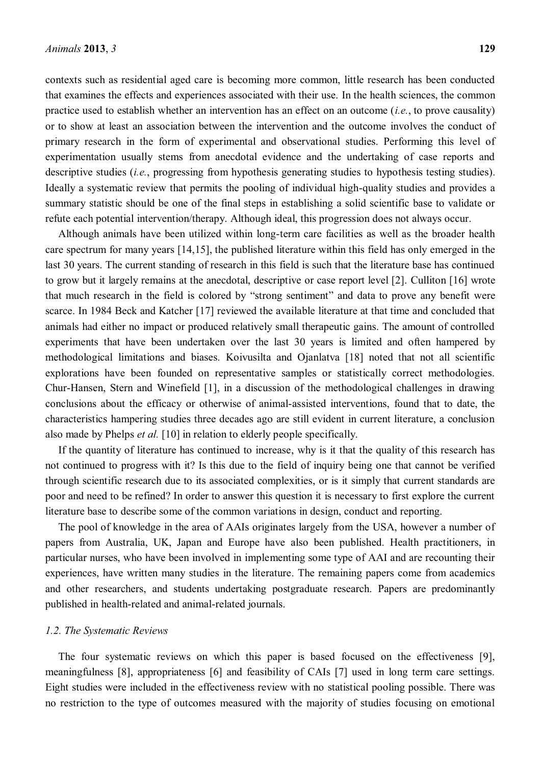contexts such as residential aged care is becoming more common, little research has been conducted that examines the effects and experiences associated with their use. In the health sciences, the common practice used to establish whether an intervention has an effect on an outcome (*i.e.*, to prove causality) or to show at least an association between the intervention and the outcome involves the conduct of primary research in the form of experimental and observational studies. Performing this level of experimentation usually stems from anecdotal evidence and the undertaking of case reports and descriptive studies (*i.e.*, progressing from hypothesis generating studies to hypothesis testing studies). Ideally a systematic review that permits the pooling of individual high-quality studies and provides a summary statistic should be one of the final steps in establishing a solid scientific base to validate or refute each potential intervention/therapy. Although ideal, this progression does not always occur.

Although animals have been utilized within long-term care facilities as well as the broader health care spectrum for many years [14,15], the published literature within this field has only emerged in the last 30 years. The current standing of research in this field is such that the literature base has continued to grow but it largely remains at the anecdotal, descriptive or case report level [2]. Culliton [16] wrote that much research in the field is colored by "strong sentiment" and data to prove any benefit were scarce. In 1984 Beck and Katcher [17] reviewed the available literature at that time and concluded that animals had either no impact or produced relatively small therapeutic gains. The amount of controlled experiments that have been undertaken over the last 30 years is limited and often hampered by methodological limitations and biases. Koivusilta and Ojanlatva [18] noted that not all scientific explorations have been founded on representative samples or statistically correct methodologies. Chur-Hansen, Stern and Winefield [1], in a discussion of the methodological challenges in drawing conclusions about the efficacy or otherwise of animal-assisted interventions, found that to date, the characteristics hampering studies three decades ago are still evident in current literature, a conclusion also made by Phelps *et al.* [10] in relation to elderly people specifically.

If the quantity of literature has continued to increase, why is it that the quality of this research has not continued to progress with it? Is this due to the field of inquiry being one that cannot be verified through scientific research due to its associated complexities, or is it simply that current standards are poor and need to be refined? In order to answer this question it is necessary to first explore the current literature base to describe some of the common variations in design, conduct and reporting.

The pool of knowledge in the area of AAIs originates largely from the USA, however a number of papers from Australia, UK, Japan and Europe have also been published. Health practitioners, in particular nurses, who have been involved in implementing some type of AAI and are recounting their experiences, have written many studies in the literature. The remaining papers come from academics and other researchers, and students undertaking postgraduate research. Papers are predominantly published in health-related and animal-related journals.

### *1.2. The Systematic Reviews*

The four systematic reviews on which this paper is based focused on the effectiveness [9], meaningfulness [8], appropriateness [6] and feasibility of CAIs [7] used in long term care settings. Eight studies were included in the effectiveness review with no statistical pooling possible. There was no restriction to the type of outcomes measured with the majority of studies focusing on emotional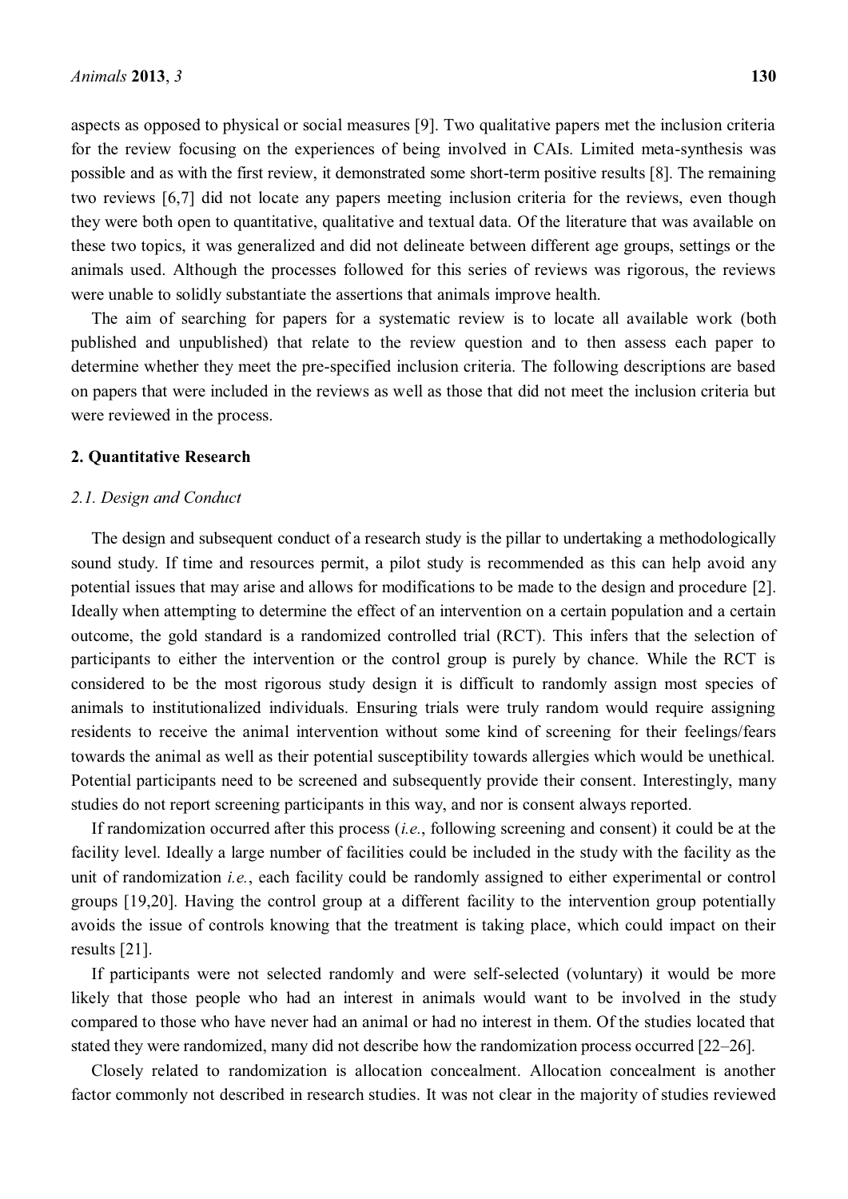aspects as opposed to physical or social measures [9]. Two qualitative papers met the inclusion criteria for the review focusing on the experiences of being involved in CAIs. Limited meta-synthesis was possible and as with the first review, it demonstrated some short-term positive results [8]. The remaining two reviews [6,7] did not locate any papers meeting inclusion criteria for the reviews, even though they were both open to quantitative, qualitative and textual data. Of the literature that was available on these two topics, it was generalized and did not delineate between different age groups, settings or the animals used. Although the processes followed for this series of reviews was rigorous, the reviews were unable to solidly substantiate the assertions that animals improve health.

The aim of searching for papers for a systematic review is to locate all available work (both published and unpublished) that relate to the review question and to then assess each paper to determine whether they meet the pre-specified inclusion criteria. The following descriptions are based on papers that were included in the reviews as well as those that did not meet the inclusion criteria but were reviewed in the process.

## 2. Quantitative Research

### *2.1. Design and Conduct*

The design and subsequent conduct of a research study is the pillar to undertaking a methodologically sound study. If time and resources permit, a pilot study is recommended as this can help avoid any potential issues that may arise and allows for modifications to be made to the design and procedure [2]. Ideally when attempting to determine the effect of an intervention on a certain population and a certain outcome, the gold standard is a randomized controlled trial (RCT). This infers that the selection of participants to either the intervention or the control group is purely by chance. While the RCT is considered to be the most rigorous study design it is difficult to randomly assign most species of animals to institutionalized individuals. Ensuring trials were truly random would require assigning residents to receive the animal intervention without some kind of screening for their feelings/fears towards the animal as well as their potential susceptibility towards allergies which would be unethical. Potential participants need to be screened and subsequently provide their consent. Interestingly, many studies do not report screening participants in this way, and nor is consent always reported.

If randomization occurred after this process (*i.e.*, following screening and consent) it could be at the facility level. Ideally a large number of facilities could be included in the study with the facility as the unit of randomization *i.e.*, each facility could be randomly assigned to either experimental or control groups [19,20]. Having the control group at a different facility to the intervention group potentially avoids the issue of controls knowing that the treatment is taking place, which could impact on their results [21].

If participants were not selected randomly and were self-selected (voluntary) it would be more likely that those people who had an interest in animals would want to be involved in the study compared to those who have never had an animal or had no interest in them. Of the studies located that stated they were randomized, many did not describe how the randomization process occurred [22–26].

Closely related to randomization is allocation concealment. Allocation concealment is another factor commonly not described in research studies. It was not clear in the majority of studies reviewed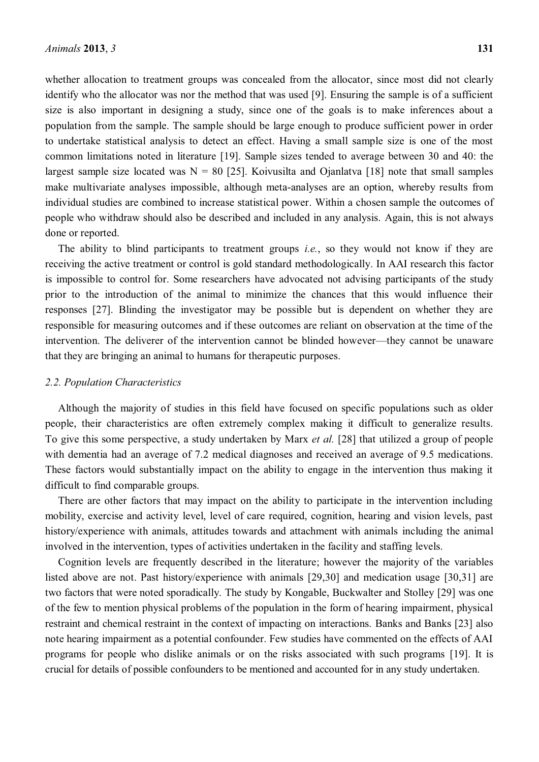whether allocation to treatment groups was concealed from the allocator, since most did not clearly identify who the allocator was nor the method that was used [9]. Ensuring the sample is of a sufficient size is also important in designing a study, since one of the goals is to make inferences about a population from the sample. The sample should be large enough to produce sufficient power in order to undertake statistical analysis to detect an effect. Having a small sample size is one of the most common limitations noted in literature [19]. Sample sizes tended to average between 30 and 40: the largest sample size located was N = 80 [25]. Koivusilta and Ojanlatva [18] note that small samples make multivariate analyses impossible, although meta-analyses are an option, whereby results from individual studies are combined to increase statistical power. Within a chosen sample the outcomes of people who withdraw should also be described and included in any analysis. Again, this is not always done or reported.

The ability to blind participants to treatment groups *i.e.*, so they would not know if they are receiving the active treatment or control is gold standard methodologically. In AAI research this factor is impossible to control for. Some researchers have advocated not advising participants of the study prior to the introduction of the animal to minimize the chances that this would influence their responses [27]. Blinding the investigator may be possible but is dependent on whether they are responsible for measuring outcomes and if these outcomes are reliant on observation at the time of the intervention. The deliverer of the intervention cannot be blinded however—they cannot be unaware that they are bringing an animal to humans for therapeutic purposes.

### *2.2. Population Characteristics*

Although the majority of studies in this field have focused on specific populations such as older people, their characteristics are often extremely complex making it difficult to generalize results. To give this some perspective, a study undertaken by Marx *et al.* [28] that utilized a group of people with dementia had an average of 7.2 medical diagnoses and received an average of 9.5 medications. These factors would substantially impact on the ability to engage in the intervention thus making it difficult to find comparable groups.

There are other factors that may impact on the ability to participate in the intervention including mobility, exercise and activity level, level of care required, cognition, hearing and vision levels, past history/experience with animals, attitudes towards and attachment with animals including the animal involved in the intervention, types of activities undertaken in the facility and staffing levels.

Cognition levels are frequently described in the literature; however the majority of the variables listed above are not. Past history/experience with animals [29,30] and medication usage [30,31] are two factors that were noted sporadically. The study by Kongable, Buckwalter and Stolley [29] was one of the few to mention physical problems of the population in the form of hearing impairment, physical restraint and chemical restraint in the context of impacting on interactions. Banks and Banks [23] also note hearing impairment as a potential confounder. Few studies have commented on the effects of AAI programs for people who dislike animals or on the risks associated with such programs [19]. It is crucial for details of possible confounders to be mentioned and accounted for in any study undertaken.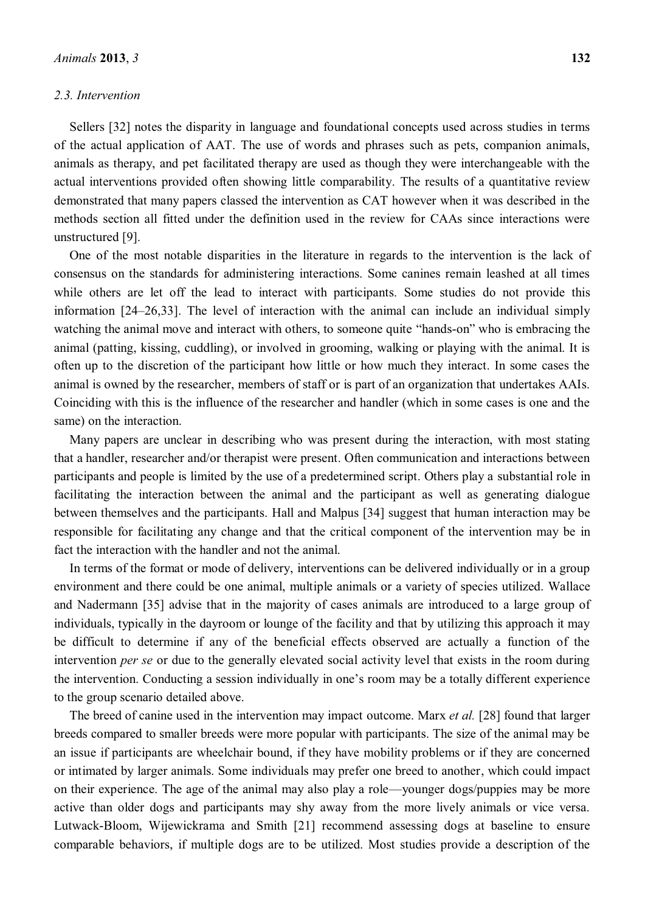### 2.3. Intervention

Sellers [32] notes the disparity in language and foundational concepts used across studies in terms of the actual application of AAT. The use of words and phrases such as pets, companion animals, animals as therapy, and pet facilitated therapy are used as though they were interchangeable with the actual interventions provided often showing little comparability. The results of a quantitative review demonstrated that many papers classed the intervention as CAT however when it was described in the methods section all fitted under the definition used in the review for CAAs since interactions were unstructured [9].

One of the most notable disparities in the literature in regards to the intervention is the lack of consensus on the standards for administering interactions. Some canines remain leashed at all times while others are let off the lead to interact with participants. Some studies do not provide this information [24–26,33]. The level of interaction with the animal can include an individual simply watching the animal move and interact with others, to someone quite "hands-on" who is embracing the animal (patting, kissing, cuddling), or involved in grooming, walking or playing with the animal. It is often up to the discretion of the participant how little or how much they interact. In some cases the animal is owned by the researcher, members of staff or is part of an organization that undertakes AAIs. Coinciding with this is the influence of the researcher and handler (which in some cases is one and the same) on the interaction.

Many papers are unclear in describing who was present during the interaction, with most stating that a handler, researcher and/or therapist were present. Often communication and interactions between participants and people is limited by the use of a predetermined script. Others play a substantial role in facilitating the interaction between the animal and the participant as well as generating dialogue between themselves and the participants. Hall and Malpus [34] suggest that human interaction may be responsible for facilitating any change and that the critical component of the intervention may be in fact the interaction with the handler and not the animal.

In terms of the format or mode of delivery, interventions can be delivered individually or in a group environment and there could be one animal, multiple animals or a variety of species utilized. Wallace and Nadermann [35] advise that in the majority of cases animals are introduced to a large group of individuals, typically in the dayroom or lounge of the facility and that by utilizing this approach it may be difficult to determine if any of the beneficial effects observed are actually a function of the intervention *per se* or due to the generally elevated social activity level that exists in the room during the intervention. Conducting a session individually in one's room may be a totally different experience to the group scenario detailed above.

The breed of canine used in the intervention may impact outcome. Marx *et al.* [28] found that larger breeds compared to smaller breeds were more popular with participants. The size of the animal may be an issue if participants are wheelchair bound, if they have mobility problems or if they are concerned or intimated by larger animals. Some individuals may prefer one breed to another, which could impact on their experience. The age of the animal may also play a role—younger dogs/puppies may be more active than older dogs and participants may shy away from the more lively animals or vice versa. Lutwack-Bloom, Wijewickrama and Smith [21] recommend assessing dogs at baseline to ensure comparable behaviors, if multiple dogs are to be utilized. Most studies provide a description of the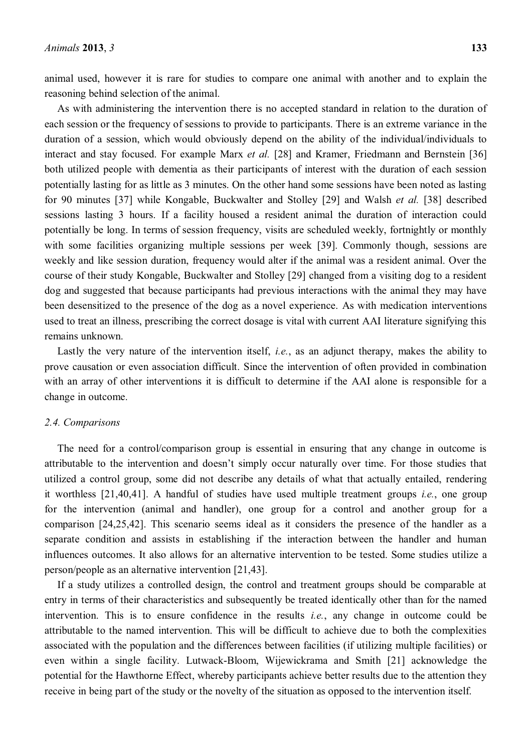animal used, however it is rare for studies to compare one animal with another and to explain the reasoning behind selection of the animal.

As with administering the intervention there is no accepted standard in relation to the duration of each session or the frequency of sessions to provide to participants. There is an extreme variance in the duration of a session, which would obviously depend on the ability of the individual/individuals to interact and stay focused. For example Marx *et al.* [28] and Kramer, Friedmann and Bernstein [36] both utilized people with dementia as their participants of interest with the duration of each session potentially lasting for as little as 3 minutes. On the other hand some sessions have been noted as lasting for 90 minutes [37] while Kongable, Buckwalter and Stolley [29] and Walsh *et al.* [38] described sessions lasting 3 hours. If a facility housed a resident animal the duration of interaction could potentially be long. In terms of session frequency, visits are scheduled weekly, fortnightly or monthly with some facilities organizing multiple sessions per week [39]. Commonly though, sessions are weekly and like session duration, frequency would alter if the animal was a resident animal. Over the course of their study Kongable, Buckwalter and Stolley [29] changed from a visiting dog to a resident dog and suggested that because participants had previous interactions with the animal they may have been desensitized to the presence of the dog as a novel experience. As with medication interventions used to treat an illness, prescribing the correct dosage is vital with current AAI literature signifying this remains unknown.

Lastly the very nature of the intervention itself, *i.e.*, as an adjunct therapy, makes the ability to prove causation or even association difficult. Since the intervention of often provided in combination with an array of other interventions it is difficult to determine if the AAI alone is responsible for a change in outcome.

### *2.4. Comparisons*

The need for a control/comparison group is essential in ensuring that any change in outcome is attributable to the intervention and doesn't simply occur naturally over time. For those studies that utilized a control group, some did not describe any details of what that actually entailed, rendering it worthless [21,40,41]. A handful of studies have used multiple treatment groups *i.e.*, one group for the intervention (animal and handler), one group for a control and another group for a comparison [24,25,42]. This scenario seems ideal as it considers the presence of the handler as a separate condition and assists in establishing if the interaction between the handler and human influences outcomes. It also allows for an alternative intervention to be tested. Some studies utilize a person/people as an alternative intervention [21,43].

If a study utilizes a controlled design, the control and treatment groups should be comparable at entry in terms of their characteristics and subsequently be treated identically other than for the named intervention. This is to ensure confidence in the results *i.e.*, any change in outcome could be attributable to the named intervention. This will be difficult to achieve due to both the complexities associated with the population and the differences between facilities (if utilizing multiple facilities) or even within a single facility. Lutwack-Bloom, Wijewickrama and Smith [21] acknowledge the potential for the Hawthorne Effect, whereby participants achieve better results due to the attention they receive in being part of the study or the novelty of the situation as opposed to the intervention itself.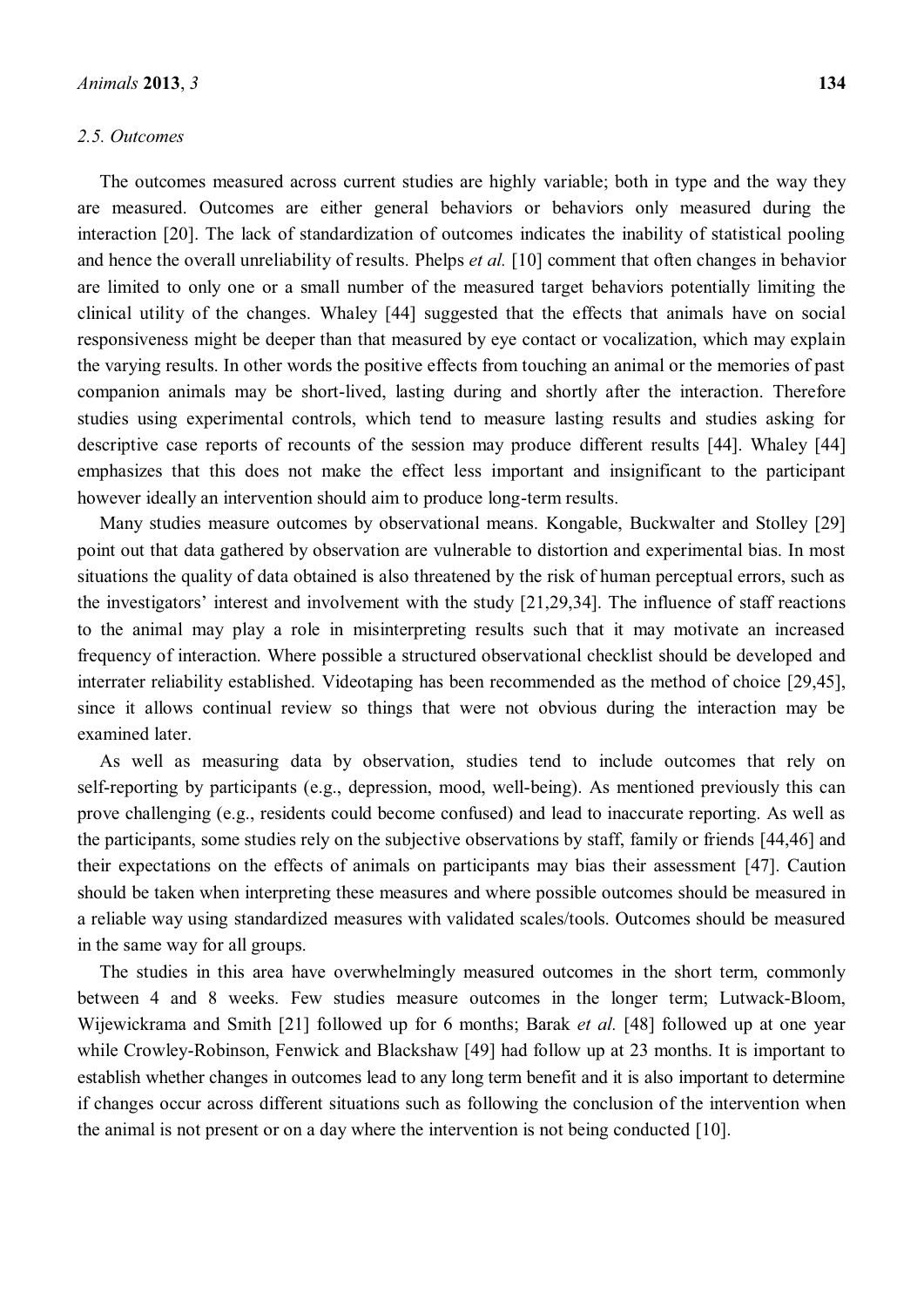### 2.5. Outcomes

The outcomes measured across current studies are highly variable; both in type and the way they are measured. Outcomes are either general behaviors or behaviors only measured during the interaction [20]. The lack of standardization of outcomes indicates the inability of statistical pooling and hence the overall unreliability of results. Phelps *et al.* [10] comment that often changes in behavior are limited to only one or a small number of the measured target behaviors potentially limiting the clinical utility of the changes. Whaley [44] suggested that the effects that animals have on social responsiveness might be deeper than that measured by eye contact or vocalization, which may explain the varying results. In other words the positive effects from touching an animal or the memories of past companion animals may be short-lived, lasting during and shortly after the interaction. Therefore studies using experimental controls, which tend to measure lasting results and studies asking for descriptive case reports of recounts of the session may produce different results [44]. Whaley [44] emphasizes that this does not make the effect less important and insignificant to the participant however ideally an intervention should aim to produce long-term results.

Many studies measure outcomes by observational means. Kongable, Buckwalter and Stolley [29] point out that data gathered by observation are vulnerable to distortion and experimental bias. In most situations the quality of data obtained is also threatened by the risk of human perceptual errors, such as the investigators' interest and involvement with the study [21,29,34]. The influence of staff reactions to the animal may play a role in misinterpreting results such that it may motivate an increased frequency of interaction. Where possible a structured observational checklist should be developed and interrater reliability established. Videotaping has been recommended as the method of choice [29,45], since it allows continual review so things that were not obvious during the interaction may be examined later.

As well as measuring data by observation, studies tend to include outcomes that rely on self-reporting by participants (e.g., depression, mood, well-being). As mentioned previously this can prove challenging (e.g., residents could become confused) and lead to inaccurate reporting. As well as the participants, some studies rely on the subjective observations by staff, family or friends [44,46] and their expectations on the effects of animals on participants may bias their assessment [47]. Caution should be taken when interpreting these measures and where possible outcomes should be measured in a reliable way using standardized measures with validated scales/tools. Outcomes should be measured in the same way for all groups.

The studies in this area have overwhelmingly measured outcomes in the short term, commonly between 4 and 8 weeks. Few studies measure outcomes in the longer term; Lutwack-Bloom, Wijewickrama and Smith [21] followed up for 6 months; Barak *et al.* [48] followed up at one year while Crowley-Robinson, Fenwick and Blackshaw [49] had follow up at 23 months. It is important to establish whether changes in outcomes lead to any long term benefit and it is also important to determine if changes occur across different situations such as following the conclusion of the intervention when the animal is not present or on a day where the intervention is not being conducted [10].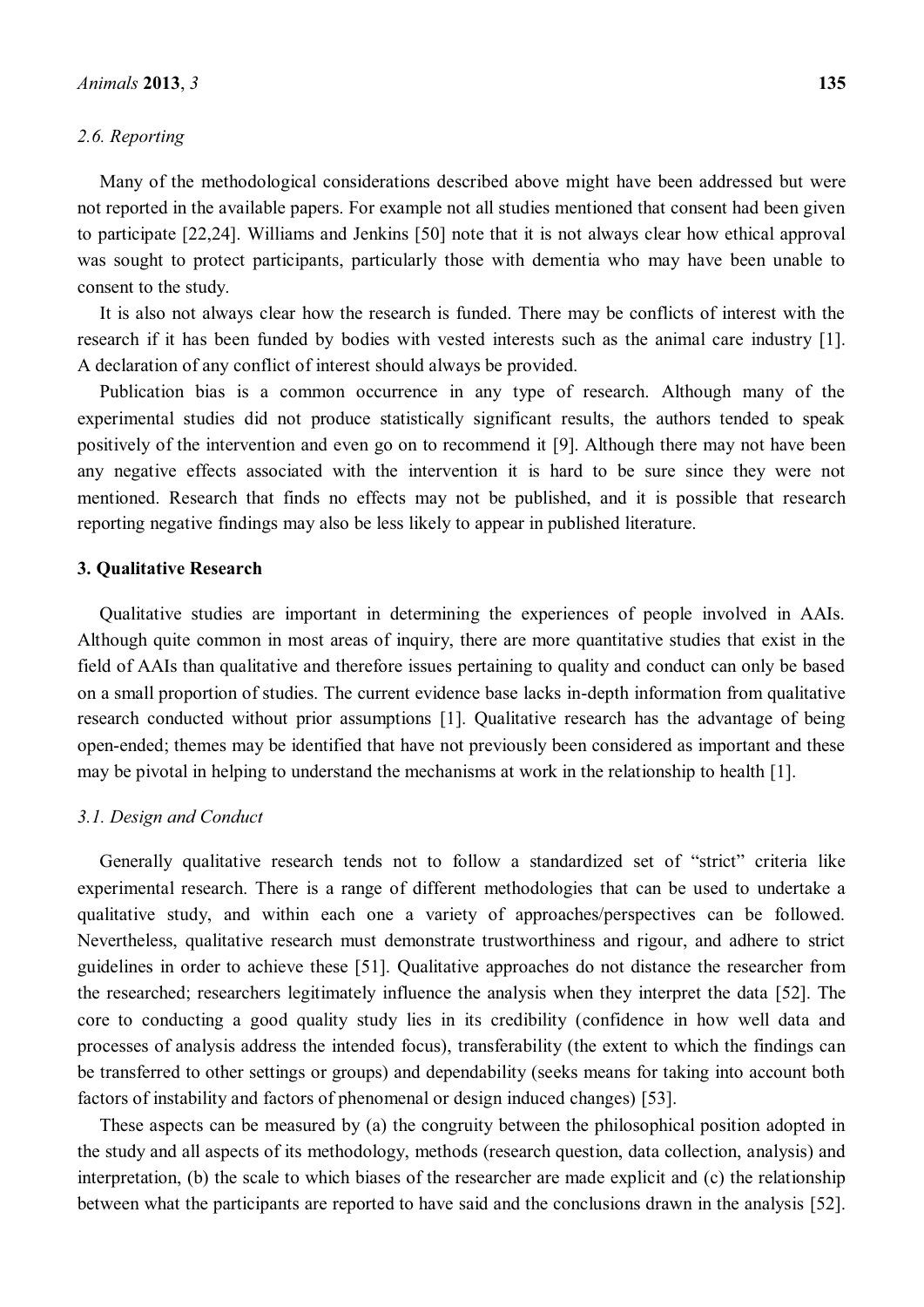### 2.6. Reporting

Many of the methodological considerations described above might have been addressed but were not reported in the available papers. For example not all studies mentioned that consent had been given to participate [22,24]. Williams and Jenkins [50] note that it is not always clear how ethical approval was sought to protect participants, particularly those with dementia who may have been unable to consent to the study.

It is also not always clear how the research is funded. There may be conflicts of interest with the research if it has been funded by bodies with vested interests such as the animal care industry [1]. A declaration of any conflict of interest should always be provided.

Publication bias is a common occurrence in any type of research. Although many of the experimental studies did not produce statistically significant results, the authors tended to speak positively of the intervention and even go on to recommend it [9]. Although there may not have been any negative effects associated with the intervention it is hard to be sure since they were not mentioned. Research that finds no effects may not be published, and it is possible that research reporting negative findings may also be less likely to appear in published literature.

## 3. Qualitative Research

Qualitative studies are important in determining the experiences of people involved in AAIs. Although quite common in most areas of inquiry, there are more quantitative studies that exist in the field of AAIs than qualitative and therefore issues pertaining to quality and conduct can only be based on a small proportion of studies. The current evidence base lacks in-depth information from qualitative research conducted without prior assumptions [1]. Qualitative research has the advantage of being open-ended; themes may be identified that have not previously been considered as important and these may be pivotal in helping to understand the mechanisms at work in the relationship to health [1].

### 3.1. Design and Conduct

Generally qualitative research tends not to follow a standardized set of "strict" criteria like experimental research. There is a range of different methodologies that can be used to undertake a qualitative study, and within each one a variety of approaches/perspectives can be followed. Nevertheless, qualitative research must demonstrate trustworthiness and rigour, and adhere to strict guidelines in order to achieve these [51]. Qualitative approaches do not distance the researcher from the researched; researchers legitimately influence the analysis when they interpret the data [52]. The core to conducting a good quality study lies in its credibility (confidence in how well data and processes of analysis address the intended focus), transferability (the extent to which the findings can be transferred to other settings or groups) and dependability (seeks means for taking into account both factors of instability and factors of phenomenal or design induced changes) [53].

These aspects can be measured by (a) the congruity between the philosophical position adopted in the study and all aspects of its methodology, methods (research question, data collection, analysis) and interpretation, (b) the scale to which biases of the researcher are made explicit and (c) the relationship between what the participants are reported to have said and the conclusions drawn in the analysis [52].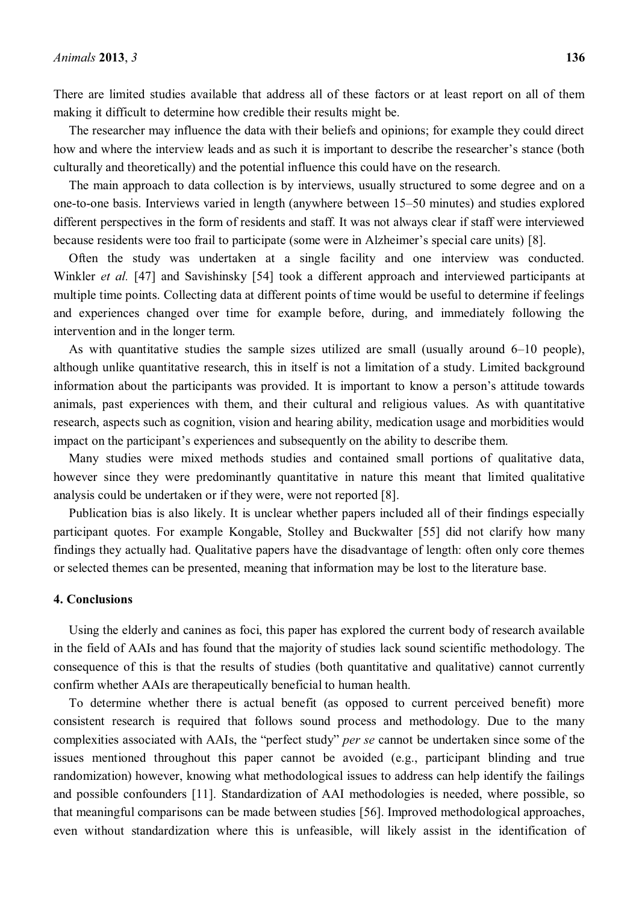There are limited studies available that address all of these factors or at least report on all of them making it difficult to determine how credible their results might be.

The researcher may influence the data with their beliefs and opinions; for example they could direct how and where the interview leads and as such it is important to describe the researcher's stance (both culturally and theoretically) and the potential influence this could have on the research.

The main approach to data collection is by interviews, usually structured to some degree and on a one-to-one basis. Interviews varied in length (anywhere between 15–50 minutes) and studies explored different perspectives in the form of residents and staff. It was not always clear if staff were interviewed because residents were too frail to participate (some were in Alzheimer's special care units) [8].

Often the study was undertaken at a single facility and one interview was conducted. Winkler *et al.* [47] and Savishinsky [54] took a different approach and interviewed participants at multiple time points. Collecting data at different points of time would be useful to determine if feelings and experiences changed over time for example before, during, and immediately following the intervention and in the longer term.

As with quantitative studies the sample sizes utilized are small (usually around 6–10 people), although unlike quantitative research, this in itself is not a limitation of a study. Limited background information about the participants was provided. It is important to know a person's attitude towards animals, past experiences with them, and their cultural and religious values. As with quantitative research, aspects such as cognition, vision and hearing ability, medication usage and morbidities would impact on the participant's experiences and subsequently on the ability to describe them.

Many studies were mixed methods studies and contained small portions of qualitative data, however since they were predominantly quantitative in nature this meant that limited qualitative analysis could be undertaken or if they were, were not reported [8].

Publication bias is also likely. It is unclear whether papers included all of their findings especially participant quotes. For example Kongable, Stolley and Buckwalter [55] did not clarify how many findings they actually had. Qualitative papers have the disadvantage of length: often only core themes or selected themes can be presented, meaning that information may be lost to the literature base.

## 4. Conclusions

Using the elderly and canines as foci, this paper has explored the current body of research available in the field of AAIs and has found that the majority of studies lack sound scientific methodology. The consequence of this is that the results of studies (both quantitative and qualitative) cannot currently confirm whether AAIs are therapeutically beneficial to human health.

To determine whether there is actual benefit (as opposed to current perceived benefit) more consistent research is required that follows sound process and methodology. Due to the many complexities associated with AAIs, the "perfect study" *per se* cannot be undertaken since some of the issues mentioned throughout this paper cannot be avoided (e.g., participant blinding and true randomization) however, knowing what methodological issues to address can help identify the failings and possible confounders [11]. Standardization of AAI methodologies is needed, where possible, so that meaningful comparisons can be made between studies [56]. Improved methodological approaches, even without standardization where this is unfeasible, will likely assist in the identification of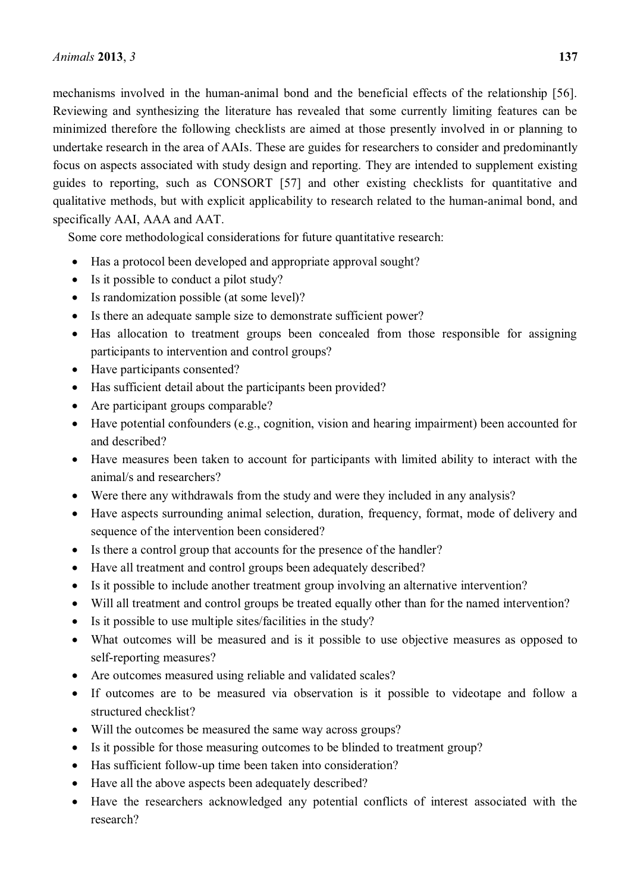mechanisms involved in the human-animal bond and the beneficial effects of the relationship [56]. Reviewing and synthesizing the literature has revealed that some currently limiting features can be minimized therefore the following checklists are aimed at those presently involved in or planning to undertake research in the area of AAIs. These are guides for researchers to consider and predominantly focus on aspects associated with study design and reporting. They are intended to supplement existing guides to reporting, such as CONSORT [57] and other existing checklists for quantitative and qualitative methods, but with explicit applicability to research related to the human-animal bond, and specifically AAI, AAA and AAT.

Some core methodological considerations for future quantitative research:

- Has a protocol been developed and appropriate approval sought?
- Is it possible to conduct a pilot study?
- Is randomization possible (at some level)?
- Is there an adequate sample size to demonstrate sufficient power?
- Has allocation to treatment groups been concealed from those responsible for assigning participants to intervention and control groups?
- Have participants consented?
- Has sufficient detail about the participants been provided?
- Are participant groups comparable?
- Have potential confounders (e.g., cognition, vision and hearing impairment) been accounted for and described?
- Have measures been taken to account for participants with limited ability to interact with the animal/s and researchers?
- Were there any withdrawals from the study and were they included in any analysis?
- Have aspects surrounding animal selection, duration, frequency, format, mode of delivery and sequence of the intervention been considered?
- Is there a control group that accounts for the presence of the handler?
- Have all treatment and control groups been adequately described?
- Is it possible to include another treatment group involving an alternative intervention?
- Will all treatment and control groups be treated equally other than for the named intervention?
- Is it possible to use multiple sites/facilities in the study?
- What outcomes will be measured and is it possible to use objective measures as opposed to self-reporting measures?
- Are outcomes measured using reliable and validated scales?
- If outcomes are to be measured via observation is it possible to videotape and follow a structured checklist?
- Will the outcomes be measured the same way across groups?
- Is it possible for those measuring outcomes to be blinded to treatment group?
- Has sufficient follow-up time been taken into consideration?
- Have all the above aspects been adequately described?
- Have the researchers acknowledged any potential conflicts of interest associated with the research?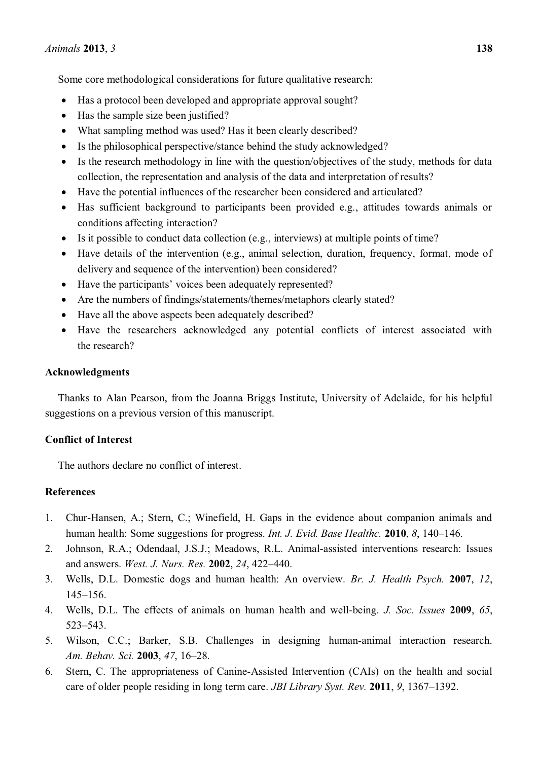Some core methodological considerations for future qualitative research:

- Has a protocol been developed and appropriate approval sought?
- Has the sample size been justified?
- What sampling method was used? Has it been clearly described?
- Is the philosophical perspective/stance behind the study acknowledged?
- Is the research methodology in line with the question/objectives of the study, methods for data collection, the representation and analysis of the data and interpretation of results?
- Have the potential influences of the researcher been considered and articulated?
- Has sufficient background to participants been provided e.g., attitudes towards animals or conditions affecting interaction?
- Is it possible to conduct data collection (e.g., interviews) at multiple points of time?
- Have details of the intervention (e.g., animal selection, duration, frequency, format, mode of delivery and sequence of the intervention) been considered?
- Have the participants' voices been adequately represented?
- Are the numbers of findings/statements/themes/metaphors clearly stated?
- Have all the above aspects been adequately described?
- Have the researchers acknowledged any potential conflicts of interest associated with the research?

## Acknowledgments

Thanks to Alan Pearson, from the Joanna Briggs Institute, University of Adelaide, for his helpful suggestions on a previous version of this manuscript.

## Conflict of Interest

The authors declare no conflict of interest.

## References

1. Chur-Hansen, A.; Stern, C.; Winefield, H. Gaps in the evidence about companion animals and human health: Some suggestions for progress. *Int. J. Evid. Base Healthc.* **2010**, *8*, 140–146.
2. Johnson, R.A.; Odendaal, J.S.J.; Meadows, R.L. Animal-assisted interventions research: Issues and answers. *West. J. Nurs. Res.* **2002**, *24*, 422–440.
3. Wells, D.L. Domestic dogs and human health: An overview. *Br. J. Health Psych.* **2007**, *12*, 145–156.
4. Wells, D.L. The effects of animals on human health and well-being. *J. Soc. Issues* **2009**, *65*, 523–543.
5. Wilson, C.C.; Barker, S.B. Challenges in designing human-animal interaction research. *Am. Behav. Sci.* **2003**, *47*, 16–28.
6. Stern, C. The appropriateness of Canine-Assisted Intervention (CAIs) on the health and social care of older people residing in long term care. *JBI Library Syst. Rev.* **2011**, *9*, 1367–1392.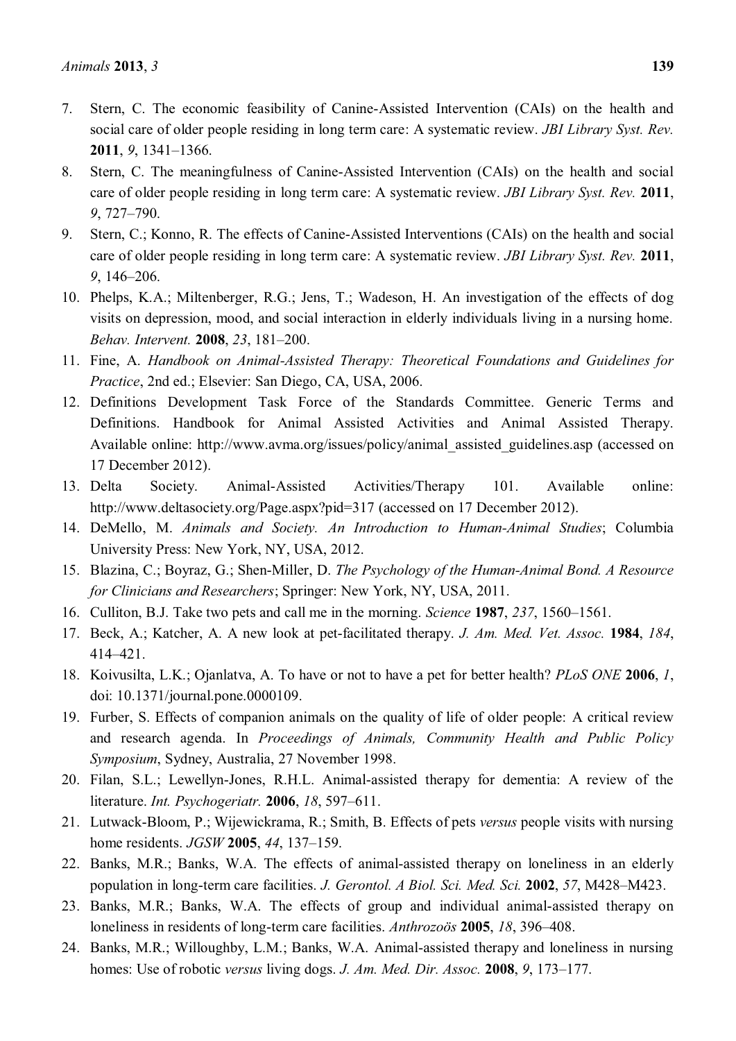7. Stern, C. The economic feasibility of Canine-Assisted Intervention (CAIs) on the health and social care of older people residing in long term care: A systematic review. *JBI Library Syst. Rev.* **2011**, *9*, 1341–1366.
8. Stern, C. The meaningfulness of Canine-Assisted Intervention (CAIs) on the health and social care of older people residing in long term care: A systematic review. *JBI Library Syst. Rev.* **2011**, *9*, 727–790.
9. Stern, C.; Konno, R. The effects of Canine-Assisted Interventions (CAIs) on the health and social care of older people residing in long term care: A systematic review. *JBI Library Syst. Rev.* **2011**, *9*, 146–206.
10. Phelps, K.A.; Miltenberger, R.G.; Jens, T.; Wadeson, H. An investigation of the effects of dog visits on depression, mood, and social interaction in elderly individuals living in a nursing home. *Behav. Intervent.* **2008**, *23*, 181–200.
11. Fine, A. *Handbook on Animal-Assisted Therapy: Theoretical Foundations and Guidelines for Practice*, 2nd ed.; Elsevier: San Diego, CA, USA, 2006.
12. Definitions Development Task Force of the Standards Committee. Generic Terms and Definitions. Handbook for Animal Assisted Activities and Animal Assisted Therapy. Available online: http://www.avma.org/issues/policy/animal_assisted_guidelines.asp (accessed on 17 December 2012).
13. Delta Society. Animal-Assisted Activities/Therapy 101. Available online: http://www.deltasociety.org/Page.aspx?pid=317 (accessed on 17 December 2012).
14. DeMello, M. *Animals and Society. An Introduction to Human-Animal Studies*; Columbia University Press: New York, NY, USA, 2012.
15. Blazina, C.; Boyraz, G.; Shen-Miller, D. *The Psychology of the Human-Animal Bond. A Resource for Clinicians and Researchers*; Springer: New York, NY, USA, 2011.
16. Culliton, B.J. Take two pets and call me in the morning. *Science* **1987**, *237*, 1560–1561.
17. Beck, A.; Katcher, A. A new look at pet-facilitated therapy. *J. Am. Med. Vet. Assoc.* **1984**, *184*, 414–421.
18. Koivusilta, L.K.; Ojanlatva, A. To have or not to have a pet for better health? *PLoS ONE* **2006**, *1*, doi: 10.1371/journal.pone.0000109.
19. Furber, S. Effects of companion animals on the quality of life of older people: A critical review and research agenda. In *Proceedings of Animals, Community Health and Public Policy Symposium*, Sydney, Australia, 27 November 1998.
20. Filan, S.L.; Lewellyn-Jones, R.H.L. Animal-assisted therapy for dementia: A review of the literature. *Int. Psychogeriatr.* **2006**, *18*, 597–611.
21. Lutwack-Bloom, P.; Wijewickrama, R.; Smith, B. Effects of pets *versus* people visits with nursing home residents. *JGSW* **2005**, *44*, 137–159.
22. Banks, M.R.; Banks, W.A. The effects of animal-assisted therapy on loneliness in an elderly population in long-term care facilities. *J. Gerontol. A Biol. Sci. Med. Sci.* **2002**, *57*, M428–M423.
23. Banks, M.R.; Banks, W.A. The effects of group and individual animal-assisted therapy on loneliness in residents of long-term care facilities. *Anthrozoös* **2005**, *18*, 396–408.
24. Banks, M.R.; Willoughby, L.M.; Banks, W.A. Animal-assisted therapy and loneliness in nursing homes: Use of robotic *versus* living dogs. *J. Am. Med. Dir. Assoc.* **2008**, *9*, 173–177.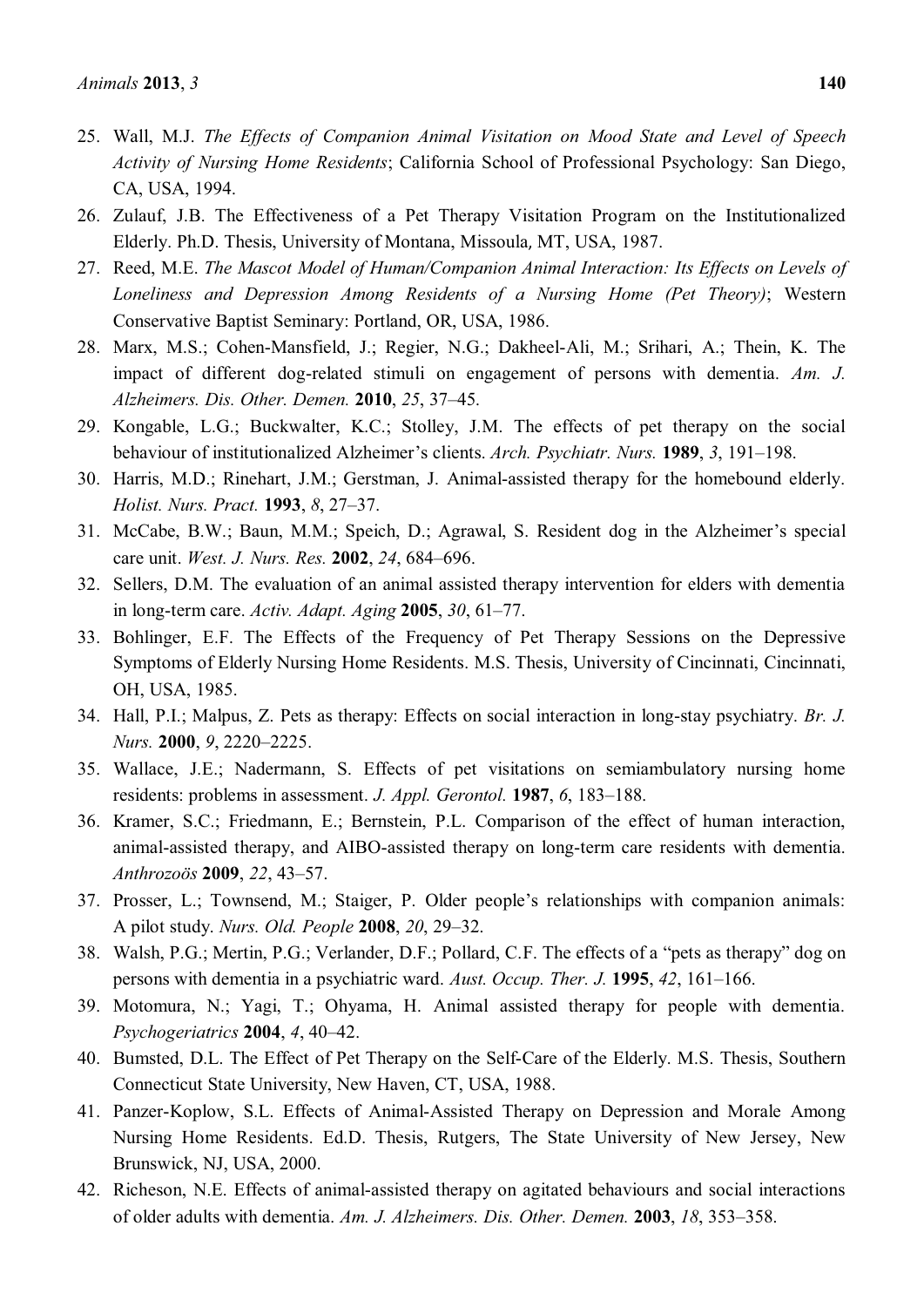25. Wall, M.J. *The Effects of Companion Animal Visitation on Mood State and Level of Speech Activity of Nursing Home Residents*; California School of Professional Psychology: San Diego, CA, USA, 1994.
26. Zulauf, J.B. The Effectiveness of a Pet Therapy Visitation Program on the Institutionalized Elderly. Ph.D. Thesis, University of Montana, Missoula, MT, USA, 1987.
27. Reed, M.E. *The Mascot Model of Human/Companion Animal Interaction: Its Effects on Levels of Loneliness and Depression Among Residents of a Nursing Home (Pet Theory)*; Western Conservative Baptist Seminary: Portland, OR, USA, 1986.
28. Marx, M.S.; Cohen-Mansfield, J.; Regier, N.G.; Dakheel-Ali, M.; Srihari, A.; Thein, K. The impact of different dog-related stimuli on engagement of persons with dementia. *Am. J. Alzheimers. Dis. Other. Demen.* **2010**, *25*, 37–45.
29. Kongable, L.G.; Buckwalter, K.C.; Stolley, J.M. The effects of pet therapy on the social behaviour of institutionalized Alzheimer's clients. *Arch. Psychiatr. Nurs.* **1989**, *3*, 191–198.
30. Harris, M.D.; Rinehart, J.M.; Gerstman, J. Animal-assisted therapy for the homebound elderly. *Holist. Nurs. Pract.* **1993**, *8*, 27–37.
31. McCabe, B.W.; Baun, M.M.; Speich, D.; Agrawal, S. Resident dog in the Alzheimer's special care unit. *West. J. Nurs. Res.* **2002**, *24*, 684–696.
32. Sellers, D.M. The evaluation of an animal assisted therapy intervention for elders with dementia in long-term care. *Activ. Adapt. Aging* **2005**, *30*, 61–77.
33. Bohlinger, E.F. The Effects of the Frequency of Pet Therapy Sessions on the Depressive Symptoms of Elderly Nursing Home Residents. M.S. Thesis, University of Cincinnati, Cincinnati, OH, USA, 1985.
34. Hall, P.I.; Malpus, Z. Pets as therapy: Effects on social interaction in long-stay psychiatry. *Br. J. Nurs.* **2000**, *9*, 2220–2225.
35. Wallace, J.E.; Nadermann, S. Effects of pet visitations on semiambulatory nursing home residents: problems in assessment. *J. Appl. Gerontol.* **1987**, *6*, 183–188.
36. Kramer, S.C.; Friedmann, E.; Bernstein, P.L. Comparison of the effect of human interaction, animal-assisted therapy, and AIBO-assisted therapy on long-term care residents with dementia. *Anthrozoös* **2009**, *22*, 43–57.
37. Prosser, L.; Townsend, M.; Staiger, P. Older people's relationships with companion animals: A pilot study. *Nurs. Old. People* **2008**, *20*, 29–32.
38. Walsh, P.G.; Mertin, P.G.; Verlander, D.F.; Pollard, C.F. The effects of a "pets as therapy" dog on persons with dementia in a psychiatric ward. *Aust. Occup. Ther. J.* **1995**, *42*, 161–166.
39. Motomura, N.; Yagi, T.; Ohyama, H. Animal assisted therapy for people with dementia. *Psychogeriatrics* **2004**, *4*, 40–42.
40. Bumsted, D.L. The Effect of Pet Therapy on the Self-Care of the Elderly. M.S. Thesis, Southern Connecticut State University, New Haven, CT, USA, 1988.
41. Panzer-Koplow, S.L. Effects of Animal-Assisted Therapy on Depression and Morale Among Nursing Home Residents. Ed.D. Thesis, Rutgers, The State University of New Jersey, New Brunswick, NJ, USA, 2000.
42. Richeson, N.E. Effects of animal-assisted therapy on agitated behaviours and social interactions of older adults with dementia. *Am. J. Alzheimers. Dis. Other. Demen.* **2003**, *18*, 353–358.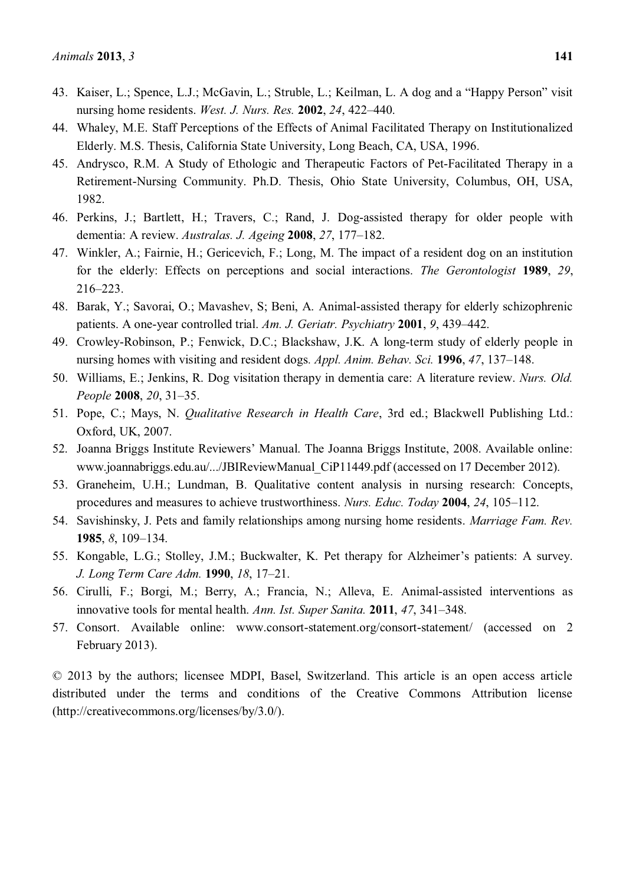43. Kaiser, L.; Spence, L.J.; McGavin, L.; Struble, L.; Keilman, L. A dog and a “Happy Person” visit nursing home residents. *West. J. Nurs. Res.* **2002**, *24*, 422–440.
44. Whaley, M.E. Staff Perceptions of the Effects of Animal Facilitated Therapy on Institutionalized Elderly. M.S. Thesis, California State University, Long Beach, CA, USA, 1996.
45. Andrysco, R.M. A Study of Ethologic and Therapeutic Factors of Pet-Facilitated Therapy in a Retirement-Nursing Community. Ph.D. Thesis, Ohio State University, Columbus, OH, USA, 1982.
46. Perkins, J.; Bartlett, H.; Travers, C.; Rand, J. Dog-assisted therapy for older people with dementia: A review. *Australas. J. Ageing* **2008**, *27*, 177–182.
47. Winkler, A.; Fairnie, H.; Gericevich, F.; Long, M. The impact of a resident dog on an institution for the elderly: Effects on perceptions and social interactions. *The Gerontologist* **1989**, *29*, 216–223.
48. Barak, Y.; Savorai, O.; Mavashev, S; Beni, A. Animal-assisted therapy for elderly schizophrenic patients. A one-year controlled trial. *Am. J. Geriatr. Psychiatry* **2001**, *9*, 439–442.
49. Crowley-Robinson, P.; Fenwick, D.C.; Blackshaw, J.K. A long-term study of elderly people in nursing homes with visiting and resident dogs. *Appl. Anim. Behav. Sci.* **1996**, *47*, 137–148.
50. Williams, E.; Jenkins, R. Dog visitation therapy in dementia care: A literature review. *Nurs. Old. People* **2008**, *20*, 31–35.
51. Pope, C.; Mays, N. *Qualitative Research in Health Care*, 3rd ed.; Blackwell Publishing Ltd.: Oxford, UK, 2007.
52. Joanna Briggs Institute Reviewers’ Manual. The Joanna Briggs Institute, 2008. Available online: www.joannabriggs.edu.au/.../JBIReviewManual_CiP11449.pdf (accessed on 17 December 2012).
53. Graneheim, U.H.; Lundman, B. Qualitative content analysis in nursing research: Concepts, procedures and measures to achieve trustworthiness. *Nurs. Educ. Today* **2004**, *24*, 105–112.
54. Savishinsky, J. Pets and family relationships among nursing home residents. *Marriage Fam. Rev.* **1985**, *8*, 109–134.
55. Kongable, L.G.; Stolley, J.M.; Buckwalter, K. Pet therapy for Alzheimer’s patients: A survey. *J. Long Term Care Adm.* **1990**, *18*, 17–21.
56. Cirulli, F.; Borgi, M.; Berry, A.; Francia, N.; Alleva, E. Animal-assisted interventions as innovative tools for mental health. *Ann. Ist. Super Sanita.* **2011**, *47*, 341–348.
57. Consort. Available online: www.consort-statement.org/consort-statement/ (accessed on 2 February 2013).

© 2013 by the authors; licensee MDPI, Basel, Switzerland. This article is an open access article distributed under the terms and conditions of the Creative Commons Attribution license (http://creativecommons.org/licenses/by/3.0/).